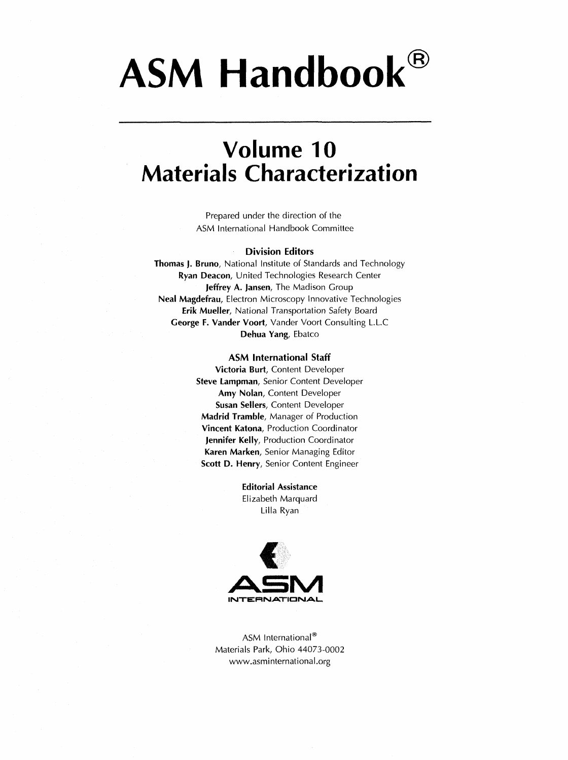# ASM Handbook®

## Volume 10
## Materials Characterization

Prepared under the direction of the
ASM International Handbook Committee

**Division Editors**

**Thomas J. Bruno**, National Institute of Standards and Technology
**Ryan Deacon**, United Technologies Research Center
**Jeffrey A. Jansen**, The Madison Group
**Neal Magdefrau**, Electron Microscopy Innovative Technologies
**Erik Mueller**, National Transportation Safety Board
**George F. Vander Voort**, Vander Voort Consulting L.L.C
**Dehua Yang**, Ebatco

**ASM International Staff**

**Victoria Burt**, Content Developer
**Steve Lampman**, Senior Content Developer
**Amy Nolan**, Content Developer
**Susan Sellers**, Content Developer
**Madrid Tramble**, Manager of Production
**Vincent Katona**, Production Coordinator
**Jennifer Kelly**, Production Coordinator
**Karen Marken**, Senior Managing Editor
**Scott D. Henry**, Senior Content Engineer

**Editorial Assistance**

Elizabeth Marquard
Lilla Ryan

ASM INTERNATIONAL

ASM International®
Materials Park, Ohio 44073-0002
www.asminternational.org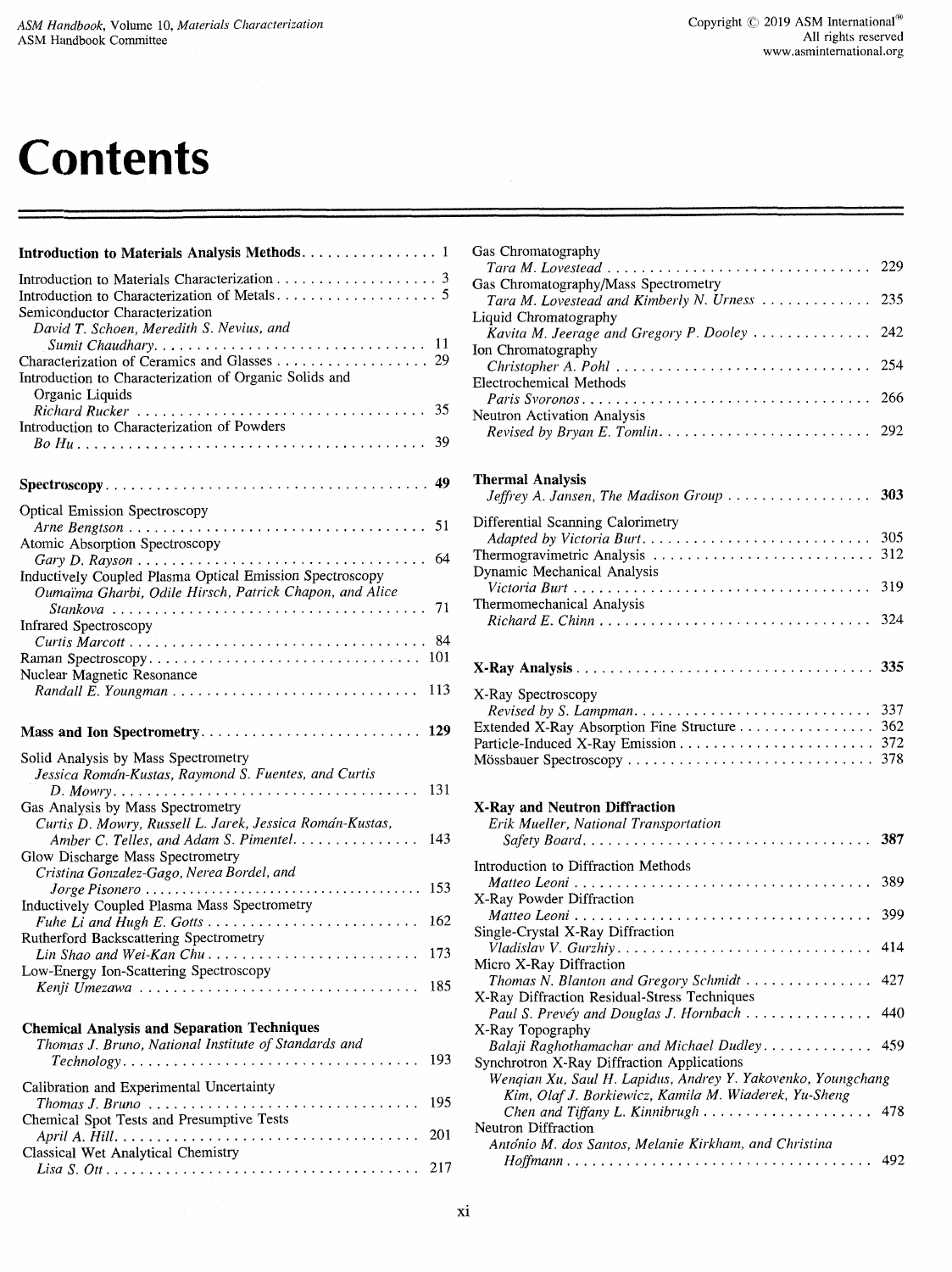# Contents

**Introduction to Materials Analysis Methods** . . . . . . . . . . . . . . . . 1

Introduction to Materials Characterization . . . . . . . . . . . . . . . . . . . 3
Introduction to Characterization of Metals . . . . . . . . . . . . . . . . . . . 5
Semiconductor Characterization
*David T. Schoen, Meredith S. Nevius, and Sumit Chaudhary* . . . . . . . . . . . . . . . . . . . . . . . . . . . . . . . . 11
Characterization of Ceramics and Glasses . . . . . . . . . . . . . . . . . . 29
Introduction to Characterization of Organic Solids and Organic Liquids
*Richard Rucker* . . . . . . . . . . . . . . . . . . . . . . . . . . . . . . . . . 35
Introduction to Characterization of Powders
*Bo Hu* . . . . . . . . . . . . . . . . . . . . . . . . . . . . . . . . . . . . . . . . 39

**Spectroscopy** . . . . . . . . . . . . . . . . . . . . . . . . . . . . . . . . . . . . . **49**

Optical Emission Spectroscopy
*Arne Bengtson* . . . . . . . . . . . . . . . . . . . . . . . . . . . . . . . . . . . 51
Atomic Absorption Spectroscopy
*Gary D. Rayson* . . . . . . . . . . . . . . . . . . . . . . . . . . . . . . . . . . 64
Inductively Coupled Plasma Optical Emission Spectroscopy
*Oumaïma Gharbi, Odile Hirsch, Patrick Chapon, and Alice Stankova* . . . . . . . . . . . . . . . . . . . . . . . . . . . . . . . . . . . . . 71
Infrared Spectroscopy
*Curtis Marcott* . . . . . . . . . . . . . . . . . . . . . . . . . . . . . . . . . . . 84
Raman Spectroscopy . . . . . . . . . . . . . . . . . . . . . . . . . . . . . . . . 101
Nuclear Magnetic Resonance
*Randall E. Youngman* . . . . . . . . . . . . . . . . . . . . . . . . . . . . . 113

**Mass and Ion Spectrometry** . . . . . . . . . . . . . . . . . . . . . . . . . **129**

Solid Analysis by Mass Spectrometry
*Jessica Román-Kustas, Raymond S. Fuentes, and Curtis D. Mowry* . . . . . . . . . . . . . . . . . . . . . . . . . . . . . . . . . . . . 131
Gas Analysis by Mass Spectrometry
*Curtis D. Mowry, Russell L. Jarek, Jessica Román-Kustas, Amber C. Telles, and Adam S. Pimentel* . . . . . . . . . . . . . . . 143
Glow Discharge Mass Spectrometry
*Cristina Gonzalez-Gago, Nerea Bordel, and Jorge Pisonero* . . . . . . . . . . . . . . . . . . . . . . . . . . . . . . . . . . . . 153
Inductively Coupled Plasma Mass Spectrometry
*Fuhe Li and Hugh E. Gotts* . . . . . . . . . . . . . . . . . . . . . . . . . 162
Rutherford Backscattering Spectrometry
*Lin Shao and Wei-Kan Chu* . . . . . . . . . . . . . . . . . . . . . . . . . 173
Low-Energy Ion-Scattering Spectroscopy
*Kenji Umezawa* . . . . . . . . . . . . . . . . . . . . . . . . . . . . . . . . . 185

**Chemical Analysis and Separation Techniques**
*Thomas J. Bruno, National Institute of Standards and Technology* . . . . . . . . . . . . . . . . . . . . . . . . . . . . . . . . . . . . **193**

Calibration and Experimental Uncertainty
*Thomas J. Bruno* . . . . . . . . . . . . . . . . . . . . . . . . . . . . . . . . 195
Chemical Spot Tests and Presumptive Tests
*April A. Hill* . . . . . . . . . . . . . . . . . . . . . . . . . . . . . . . . . . . . 201
Classical Wet Analytical Chemistry
*Lisa S. Ott* . . . . . . . . . . . . . . . . . . . . . . . . . . . . . . . . . . . . . 217
Gas Chromatography
*Tara M. Lovestead* . . . . . . . . . . . . . . . . . . . . . . . . . . . . . . . 229
Gas Chromatography/Mass Spectrometry
*Tara M. Lovestead and Kimberly N. Urness* . . . . . . . . . . . . . 235
Liquid Chromatography
*Kavita M. Jeerage and Gregory P. Dooley* . . . . . . . . . . . . . . 242
Ion Chromatography
*Christopher A. Pohl* . . . . . . . . . . . . . . . . . . . . . . . . . . . . . . 254
Electrochemical Methods
*Paris Svoronos* . . . . . . . . . . . . . . . . . . . . . . . . . . . . . . . . . . 266
Neutron Activation Analysis
*Revised by Bryan E. Tomlin* . . . . . . . . . . . . . . . . . . . . . . . . . 292

**Thermal Analysis**
*Jeffrey A. Jansen, The Madison Group* . . . . . . . . . . . . . . . . . **303**

Differential Scanning Calorimetry
*Adapted by Victoria Burt* . . . . . . . . . . . . . . . . . . . . . . . . . . . 305
Thermogravimetric Analysis . . . . . . . . . . . . . . . . . . . . . . . . . . 312
Dynamic Mechanical Analysis
*Victoria Burt* . . . . . . . . . . . . . . . . . . . . . . . . . . . . . . . . . . . . 319
Thermomechanical Analysis
*Richard E. Chinn* . . . . . . . . . . . . . . . . . . . . . . . . . . . . . . . . 324

**X-Ray Analysis** . . . . . . . . . . . . . . . . . . . . . . . . . . . . . . . . . . **335**

X-Ray Spectroscopy
*Revised by S. Lampman* . . . . . . . . . . . . . . . . . . . . . . . . . . . . 337
Extended X-Ray Absorption Fine Structure . . . . . . . . . . . . . . . . 362
Particle-Induced X-Ray Emission . . . . . . . . . . . . . . . . . . . . . . . 372
Mössbauer Spectroscopy . . . . . . . . . . . . . . . . . . . . . . . . . . . . . 378

**X-Ray and Neutron Diffraction**
*Erik Mueller, National Transportation Safety Board* . . . . . . . . . . . . . . . . . . . . . . . . . . . . . . . . . . . . **387**

Introduction to Diffraction Methods
*Matteo Leoni* . . . . . . . . . . . . . . . . . . . . . . . . . . . . . . . . . . . . 389
X-Ray Powder Diffraction
*Matteo Leoni* . . . . . . . . . . . . . . . . . . . . . . . . . . . . . . . . . . . . 399
Single-Crystal X-Ray Diffraction
*Vladislav V. Gurzhiy* . . . . . . . . . . . . . . . . . . . . . . . . . . . . . . 414
Micro X-Ray Diffraction
*Thomas N. Blanton and Gregory Schmidt* . . . . . . . . . . . . . . . 427
X-Ray Diffraction Residual-Stress Techniques
*Paul S. Prevéy and Douglas J. Hornbach* . . . . . . . . . . . . . . . 440
X-Ray Topography
*Balaji Raghothamachar and Michael Dudley* . . . . . . . . . . . . . 459
Synchrotron X-Ray Diffraction Applications
*Wenqian Xu, Saul H. Lapidus, Andrey Y. Yakovenko, Youngchang Kim, Olaf J. Borkiewicz, Kamila M. Wiaderek, Yu-Sheng Chen and Tiffany L. Kinnibrugh* . . . . . . . . . . . . . . . . . . . . 478
Neutron Diffraction
*António M. dos Santos, Melanie Kirkham, and Christina Hoffmann* . . . . . . . . . . . . . . . . . . . . . . . . . . . . . . . . . . . . 492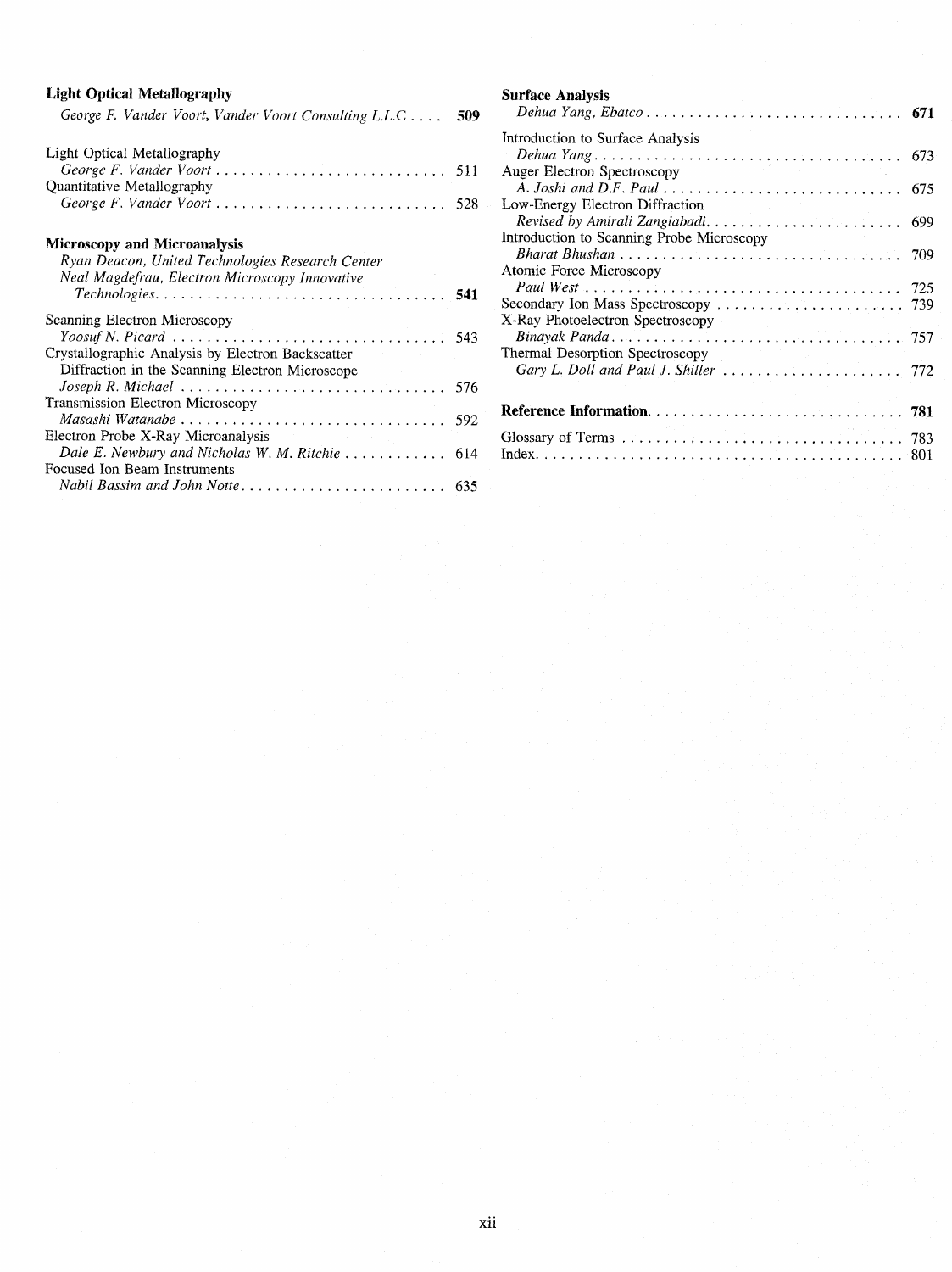**Light Optical Metallography**
*George F. Vander Voort, Vander Voort Consulting L.L.C.* .... **509**

Light Optical Metallography
*George F. Vander Voort* .......... 511

Quantitative Metallography
*George F. Vander Voort* .......... 528

**Microscopy and Microanalysis**
*Ryan Deacon, United Technologies Research Center*
*Neal Magdefrau, Electron Microscopy Innovative Technologies* .......... **541**

Scanning Electron Microscopy
*Yoosuf N. Picard* .......... 543

Crystallographic Analysis by Electron Backscatter Diffraction in the Scanning Electron Microscope
*Joseph R. Michael* .......... 576

Transmission Electron Microscopy
*Masashi Watanabe* .......... 592

Electron Probe X-Ray Microanalysis
*Dale E. Newbury and Nicholas W. M. Ritchie* .......... 614

Focused Ion Beam Instruments
*Nabil Bassim and John Notte* .......... 635

**Surface Analysis**
*Dehua Yang, Ebatco* .......... **671**

Introduction to Surface Analysis
*Dehua Yang* .......... 673

Auger Electron Spectroscopy
*A. Joshi and D.F. Paul* .......... 675

Low-Energy Electron Diffraction
*Revised by Amirali Zangiabadi* .......... 699

Introduction to Scanning Probe Microscopy
*Bharat Bhushan* .......... 709

Atomic Force Microscopy
*Paul West* .......... 725

Secondary Ion Mass Spectroscopy .......... 739

X-Ray Photoelectron Spectroscopy
*Binayak Panda* .......... 757

Thermal Desorption Spectroscopy
*Gary L. Doll and Paul J. Shiller* .......... 772

**Reference Information** .......... **781**

Glossary of Terms .......... 783

Index .......... 801